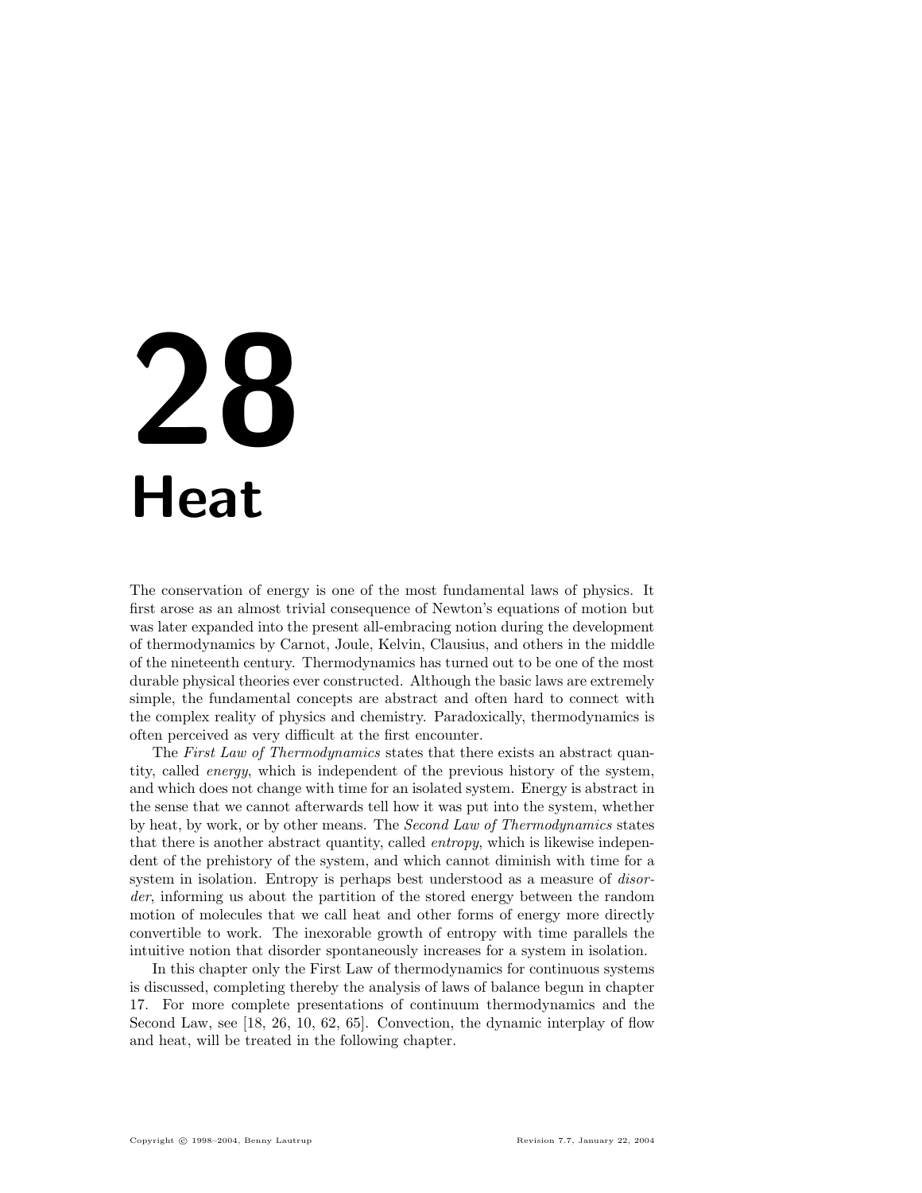# 28 Heat

The conservation of energy is one of the most fundamental laws of physics. It first arose as an almost trivial consequence of Newton's equations of motion but was later expanded into the present all-embracing notion during the development of thermodynamics by Carnot, Joule, Kelvin, Clausius, and others in the middle of the nineteenth century. Thermodynamics has turned out to be one of the most durable physical theories ever constructed. Although the basic laws are extremely simple, the fundamental concepts are abstract and often hard to connect with the complex reality of physics and chemistry. Paradoxically, thermodynamics is often perceived as very difficult at the first encounter.

The *First Law of Thermodynamics* states that there exists an abstract quantity, called *energy*, which is independent of the previous history of the system, and which does not change with time for an isolated system. Energy is abstract in the sense that we cannot afterwards tell how it was put into the system, whether by heat, by work, or by other means. The *Second Law of Thermodynamics* states that there is another abstract quantity, called *entropy*, which is likewise independent of the prehistory of the system, and which cannot diminish with time for a system in isolation. Entropy is perhaps best understood as a measure of *disorder*, informing us about the partition of the stored energy between the random motion of molecules that we call heat and other forms of energy more directly convertible to work. The inexorable growth of entropy with time parallels the intuitive notion that disorder spontaneously increases for a system in isolation.

In this chapter only the First Law of thermodynamics for continuous systems is discussed, completing thereby the analysis of laws of balance begun in chapter 17. For more complete presentations of continuum thermodynamics and the Second Law, see [18, 26, 10, 62, 65]. Convection, the dynamic interplay of flow and heat, will be treated in the following chapter.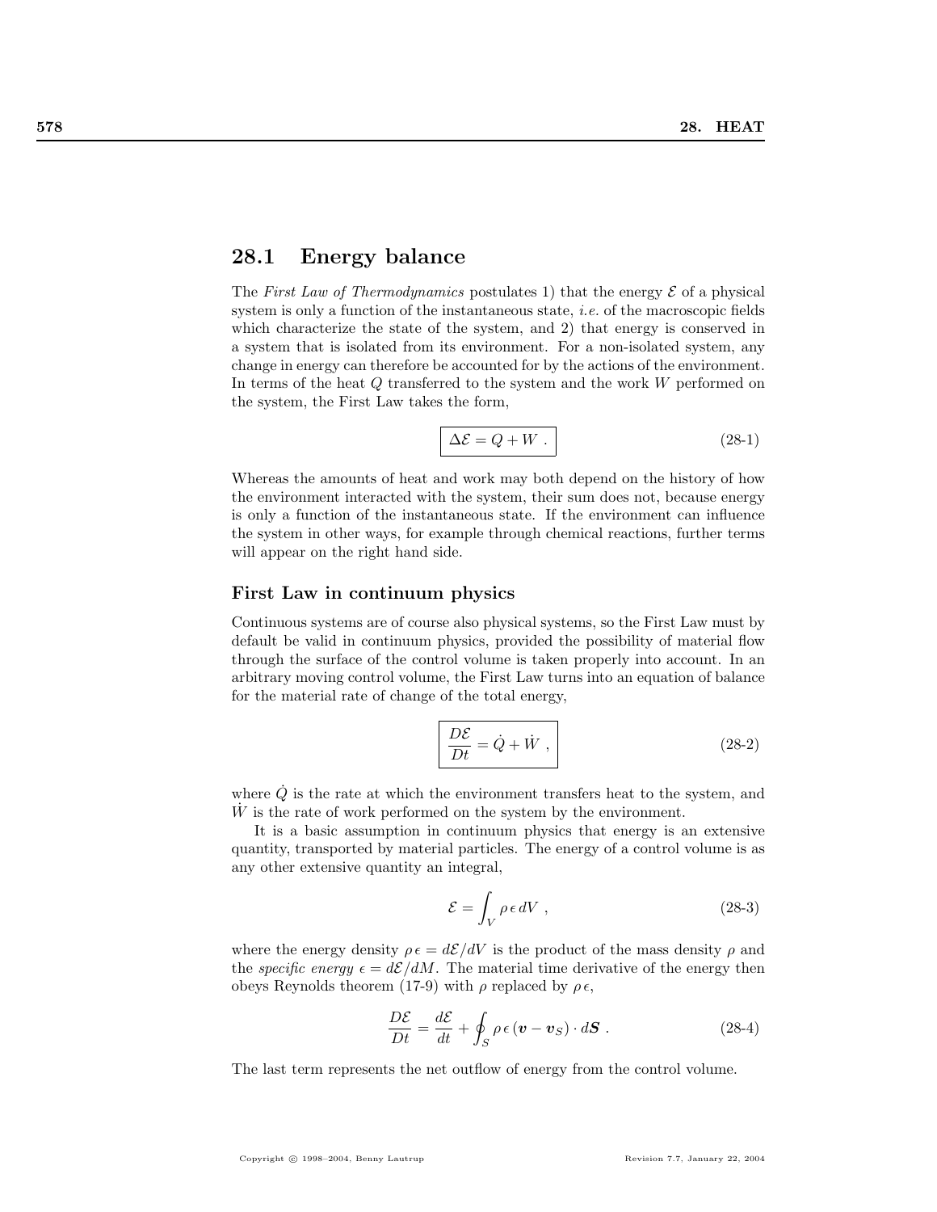## 28.1 Energy balance

The *First Law of Thermodynamics* postulates 1) that the energy $\mathcal{E}$ of a physical system is only a function of the instantaneous state, *i.e.* of the macroscopic fields which characterize the state of the system, and 2) that energy is conserved in a system that is isolated from its environment. For a non-isolated system, any change in energy can therefore be accounted for by the actions of the environment. In terms of the heat $Q$ transferred to the system and the work $W$ performed on the system, the First Law takes the form,

$$\boxed{\Delta\mathcal{E} = Q + W \; .} \tag{28-1}$$

Whereas the amounts of heat and work may both depend on the history of how the environment interacted with the system, their sum does not, because energy is only a function of the instantaneous state. If the environment can influence the system in other ways, for example through chemical reactions, further terms will appear on the right hand side.

### First Law in continuum physics

Continuous systems are of course also physical systems, so the First Law must by default be valid in continuum physics, provided the possibility of material flow through the surface of the control volume is taken properly into account. In an arbitrary moving control volume, the First Law turns into an equation of balance for the material rate of change of the total energy,

$$\boxed{\frac{D\mathcal{E}}{Dt} = \dot{Q} + \dot{W} \; ,} \tag{28-2}$$

where $\dot{Q}$ is the rate at which the environment transfers heat to the system, and $\dot{W}$ is the rate of work performed on the system by the environment.

It is a basic assumption in continuum physics that energy is an extensive quantity, transported by material particles. The energy of a control volume is as any other extensive quantity an integral,

$$\mathcal{E} = \int_V \rho\,\epsilon\, dV \; , \tag{28-3}$$

where the energy density $\rho\,\epsilon = d\mathcal{E}/dV$ is the product of the mass density $\rho$ and the *specific energy* $\epsilon = d\mathcal{E}/dM$. The material time derivative of the energy then obeys Reynolds theorem (17-9) with $\rho$ replaced by $\rho\,\epsilon$,

$$\frac{D\mathcal{E}}{Dt} = \frac{d\mathcal{E}}{dt} + \oint_S \rho\,\epsilon\,(\boldsymbol{v} - \boldsymbol{v}_S) \cdot d\boldsymbol{S} \; . \tag{28-4}$$

The last term represents the net outflow of energy from the control volume.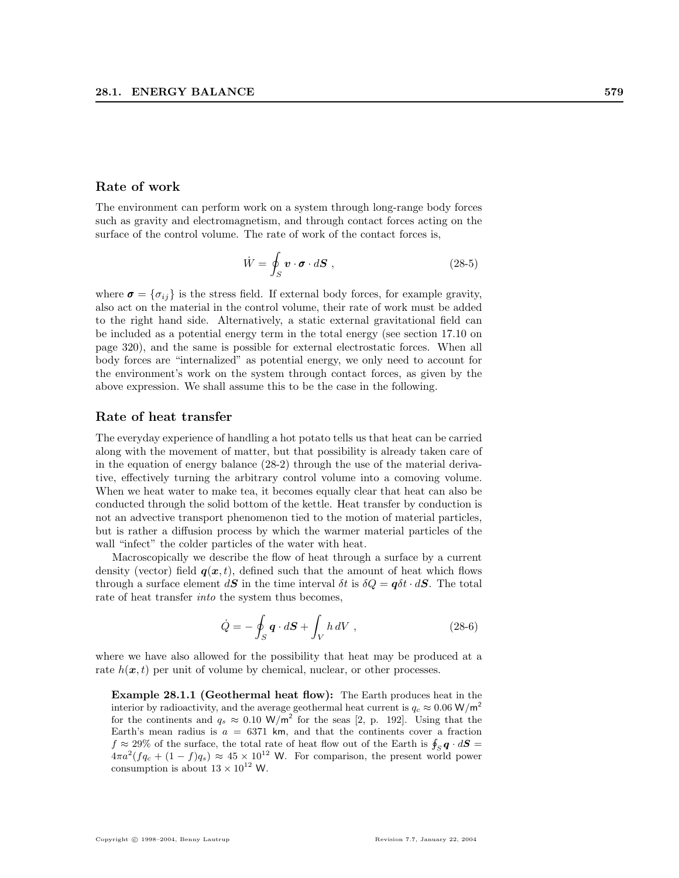### Rate of work

The environment can perform work on a system through long-range body forces such as gravity and electromagnetism, and through contact forces acting on the surface of the control volume. The rate of work of the contact forces is,

$$\dot{W} = \oint_S \boldsymbol{v} \cdot \boldsymbol{\sigma} \cdot d\boldsymbol{S} \;, \tag{28-5}$$

where $\boldsymbol{\sigma} = \{\sigma_{ij}\}$ is the stress field. If external body forces, for example gravity, also act on the material in the control volume, their rate of work must be added to the right hand side. Alternatively, a static external gravitational field can be included as a potential energy term in the total energy (see section 17.10 on page 320), and the same is possible for external electrostatic forces. When all body forces are "internalized" as potential energy, we only need to account for the environment's work on the system through contact forces, as given by the above expression. We shall assume this to be the case in the following.

### Rate of heat transfer

The everyday experience of handling a hot potato tells us that heat can be carried along with the movement of matter, but that possibility is already taken care of in the equation of energy balance (28-2) through the use of the material derivative, effectively turning the arbitrary control volume into a comoving volume. When we heat water to make tea, it becomes equally clear that heat can also be conducted through the solid bottom of the kettle. Heat transfer by conduction is not an advective transport phenomenon tied to the motion of material particles, but is rather a diffusion process by which the warmer material particles of the wall "infect" the colder particles of the water with heat.

Macroscopically we describe the flow of heat through a surface by a current density (vector) field $\boldsymbol{q}(\boldsymbol{x}, t)$, defined such that the amount of heat which flows through a surface element $d\boldsymbol{S}$ in the time interval $\delta t$ is $\delta Q = \boldsymbol{q}\delta t \cdot d\boldsymbol{S}$. The total rate of heat transfer *into* the system thus becomes,

$$\dot{Q} = -\oint_S \boldsymbol{q} \cdot d\boldsymbol{S} + \int_V h \, dV \;, \tag{28-6}$$

where we have also allowed for the possibility that heat may be produced at a rate $h(\boldsymbol{x}, t)$ per unit of volume by chemical, nuclear, or other processes.

**Example 28.1.1 (Geothermal heat flow):** The Earth produces heat in the interior by radioactivity, and the average geothermal heat current is $q_c \approx 0.06$ W/m$^2$ for the continents and $q_s \approx 0.10$ W/m$^2$ for the seas [2, p. 192]. Using that the Earth's mean radius is $a = 6371$ km, and that the continents cover a fraction $f \approx 29\%$ of the surface, the total rate of heat flow out of the Earth is $\oint_S \boldsymbol{q} \cdot d\boldsymbol{S} = 4\pi a^2(f q_c + (1 - f) q_s) \approx 45 \times 10^{12}$ W. For comparison, the present world power consumption is about $13 \times 10^{12}$ W.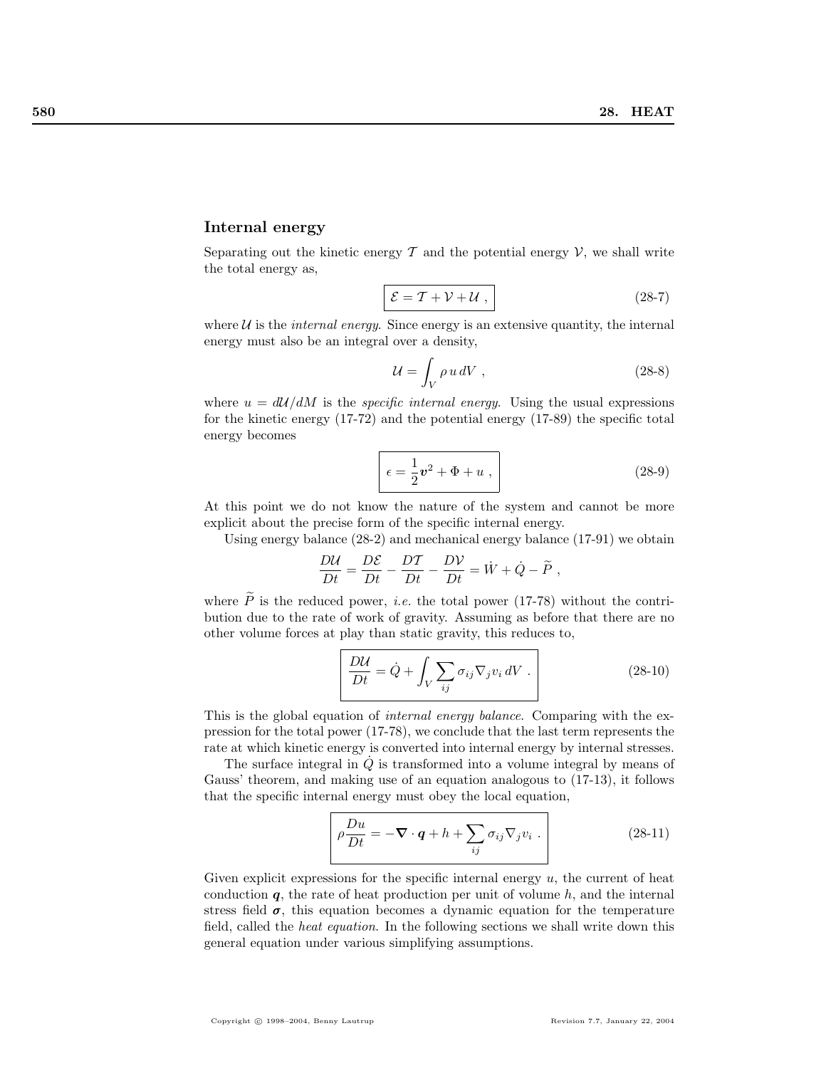## Internal energy

Separating out the kinetic energy $\mathcal{T}$ and the potential energy $\mathcal{V}$, we shall write the total energy as,

$$\boxed{\mathcal{E} = \mathcal{T} + \mathcal{V} + \mathcal{U}} \ , \tag{28-7}$$

where $\mathcal{U}$ is the *internal energy*. Since energy is an extensive quantity, the internal energy must also be an integral over a density,

$$\mathcal{U} = \int_V \rho\, u\, dV \ , \tag{28-8}$$

where $u = d\mathcal{U}/dM$ is the *specific internal energy*. Using the usual expressions for the kinetic energy (17-72) and the potential energy (17-89) the specific total energy becomes

$$\boxed{\epsilon = \frac{1}{2}\boldsymbol{v}^2 + \Phi + u} \ , \tag{28-9}$$

At this point we do not know the nature of the system and cannot be more explicit about the precise form of the specific internal energy.

Using energy balance (28-2) and mechanical energy balance (17-91) we obtain

$$\frac{D\mathcal{U}}{Dt} = \frac{D\mathcal{E}}{Dt} - \frac{D\mathcal{T}}{Dt} - \frac{D\mathcal{V}}{Dt} = \dot{W} + \dot{Q} - \widetilde{P} \ ,$$

where $\widetilde{P}$ is the reduced power, *i.e.* the total power (17-78) without the contribution due to the rate of work of gravity. Assuming as before that there are no other volume forces at play than static gravity, this reduces to,

$$\boxed{\frac{D\mathcal{U}}{Dt} = \dot{Q} + \int_V \sum_{ij} \sigma_{ij} \nabla_j v_i \, dV} \ . \tag{28-10}$$

This is the global equation of *internal energy balance*. Comparing with the expression for the total power (17-78), we conclude that the last term represents the rate at which kinetic energy is converted into internal energy by internal stresses.

The surface integral in $\dot{Q}$ is transformed into a volume integral by means of Gauss' theorem, and making use of an equation analogous to (17-13), it follows that the specific internal energy must obey the local equation,

$$\boxed{\rho \frac{Du}{Dt} = -\boldsymbol{\nabla} \cdot \boldsymbol{q} + h + \sum_{ij} \sigma_{ij} \nabla_j v_i} \ . \tag{28-11}$$

Given explicit expressions for the specific internal energy $u$, the current of heat conduction $\boldsymbol{q}$, the rate of heat production per unit of volume $h$, and the internal stress field $\boldsymbol{\sigma}$, this equation becomes a dynamic equation for the temperature field, called the *heat equation*. In the following sections we shall write down this general equation under various simplifying assumptions.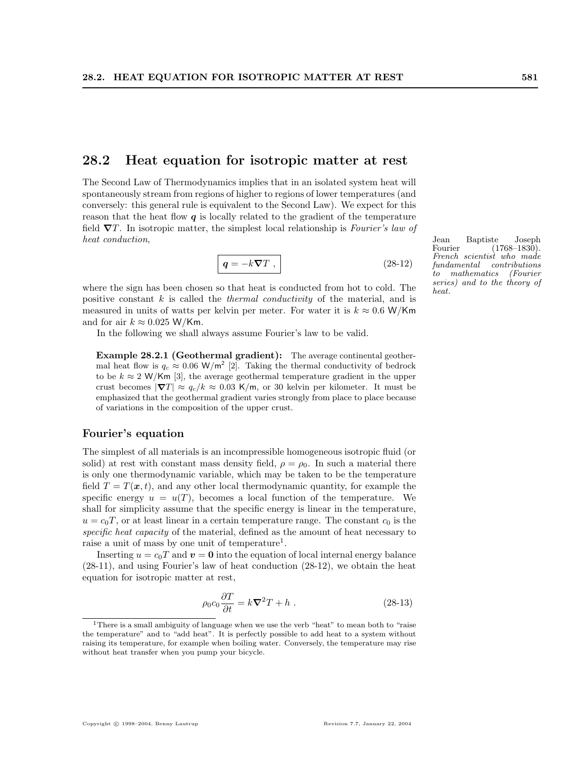## 28.2 Heat equation for isotropic matter at rest

The Second Law of Thermodynamics implies that in an isolated system heat will spontaneously stream from regions of higher to regions of lower temperatures (and conversely: this general rule is equivalent to the Second Law). We expect for this reason that the heat flow $\boldsymbol{q}$ is locally related to the gradient of the temperature field $\boldsymbol{\nabla} T$. In isotropic matter, the simplest local relationship is *Fourier's law of heat conduction*,

$$\boxed{\boldsymbol{q} = -k\boldsymbol{\nabla} T \ ,} \tag{28-12}$$

*Jean Baptiste Joseph Fourier (1768–1830). French scientist who made fundamental contributions to mathematics (Fourier series) and to the theory of heat.*

where the sign has been chosen so that heat is conducted from hot to cold. The positive constant $k$ is called the *thermal conductivity* of the material, and is measured in units of watts per kelvin per meter. For water it is $k \approx 0.6$ W/Km and for air $k \approx 0.025$ W/Km.

In the following we shall always assume Fourier's law to be valid.

**Example 28.2.1 (Geothermal gradient):** The average continental geothermal heat flow is $q_c \approx 0.06$ W/m$^2$ [2]. Taking the thermal conductivity of bedrock to be $k \approx 2$ W/Km [3], the average geothermal temperature gradient in the upper crust becomes $|\boldsymbol{\nabla} T| \approx q_c/k \approx 0.03$ K/m, or 30 kelvin per kilometer. It must be emphasized that the geothermal gradient varies strongly from place to place because of variations in the composition of the upper crust.

### Fourier's equation

The simplest of all materials is an incompressible homogeneous isotropic fluid (or solid) at rest with constant mass density field, $\rho = \rho_0$. In such a material there is only one thermodynamic variable, which may be taken to be the temperature field $T = T(\boldsymbol{x}, t)$, and any other local thermodynamic quantity, for example the specific energy $u = u(T)$, becomes a local function of the temperature. We shall for simplicity assume that the specific energy is linear in the temperature, $u = c_0 T$, or at least linear in a certain temperature range. The constant $c_0$ is the *specific heat capacity* of the material, defined as the amount of heat necessary to raise a unit of mass by one unit of temperature[1].

Inserting $u = c_0 T$ and $\boldsymbol{v} = \boldsymbol{0}$ into the equation of local internal energy balance (28-11), and using Fourier's law of heat conduction (28-12), we obtain the heat equation for isotropic matter at rest,

$$\rho_0 c_0 \frac{\partial T}{\partial t} = k \boldsymbol{\nabla}^2 T + h \ . \tag{28-13}$$

[1] There is a small ambiguity of language when we use the verb "heat" to mean both to "raise the temperature" and to "add heat". It is perfectly possible to add heat to a system without raising its temperature, for example when boiling water. Conversely, the temperature may rise without heat transfer when you pump your bicycle.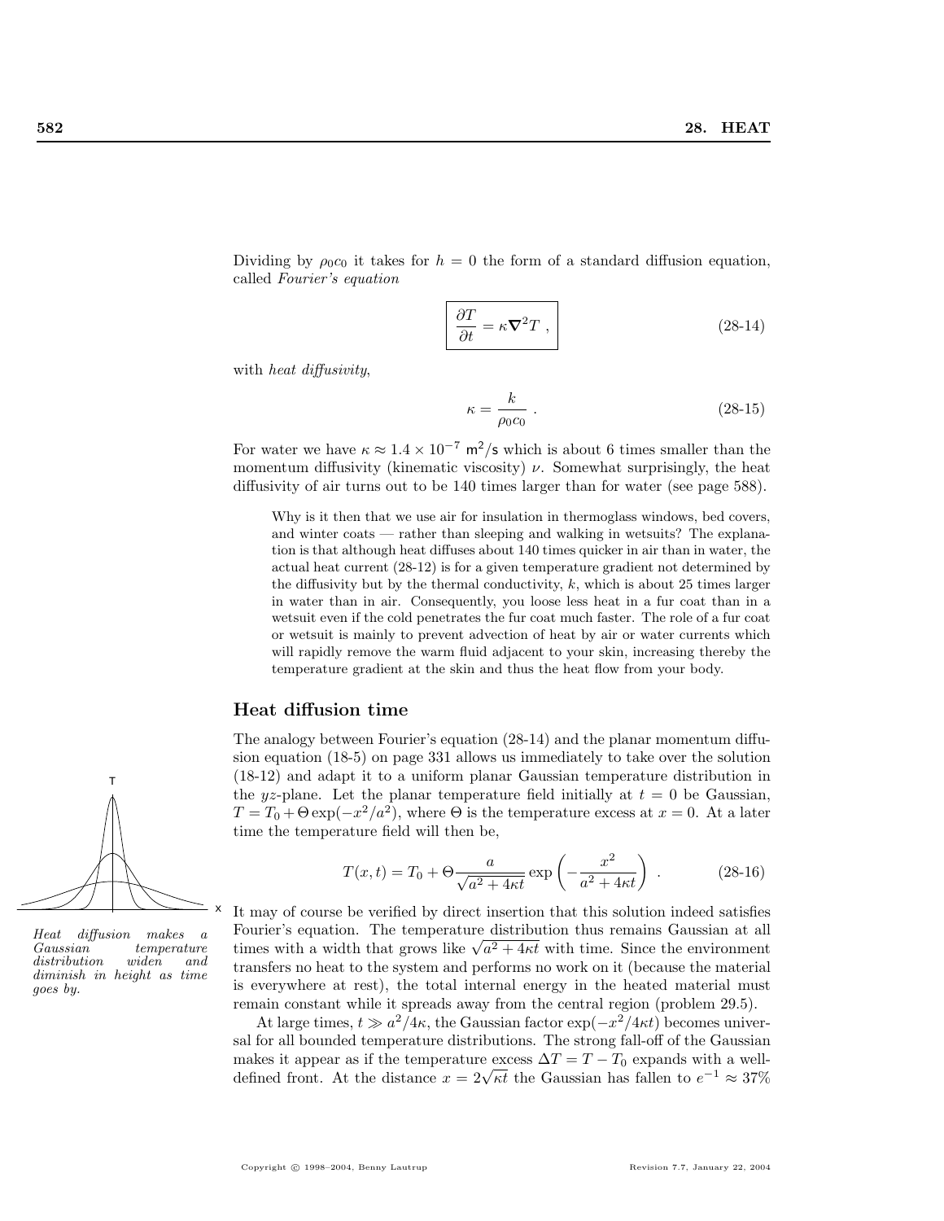Dividing by $\rho_0 c_0$ it takes for $h = 0$ the form of a standard diffusion equation, called *Fourier's equation*

$$\boxed{\frac{\partial T}{\partial t} = \kappa \nabla^2 T} \, , \tag{28-14}$$

with *heat diffusivity*,

$$\kappa = \frac{k}{\rho_0 c_0} \, . \tag{28-15}$$

For water we have $\kappa \approx 1.4 \times 10^{-7}$ m$^2$/s which is about 6 times smaller than the momentum diffusivity (kinematic viscosity) $\nu$. Somewhat surprisingly, the heat diffusivity of air turns out to be 140 times larger than for water (see page 588).

> Why is it then that we use air for insulation in thermoglass windows, bed covers, and winter coats — rather than sleeping and walking in wetsuits? The explanation is that although heat diffuses about 140 times quicker in air than in water, the actual heat current (28-12) is for a given temperature gradient not determined by the diffusivity but by the thermal conductivity, $k$, which is about 25 times larger in water than in air. Consequently, you loose less heat in a fur coat than in a wetsuit even if the cold penetrates the fur coat much faster. The role of a fur coat or wetsuit is mainly to prevent advection of heat by air or water currents which will rapidly remove the warm fluid adjacent to your skin, increasing thereby the temperature gradient at the skin and thus the heat flow from your body.

## Heat diffusion time

The analogy between Fourier's equation (28-14) and the planar momentum diffusion equation (18-5) on page 331 allows us immediately to take over the solution (18-12) and adapt it to a uniform planar Gaussian temperature distribution in the $yz$-plane. Let the planar temperature field initially at $t = 0$ be Gaussian, $T = T_0 + \Theta \exp(-x^2/a^2)$, where $\Theta$ is the temperature excess at $x = 0$. At a later time the temperature field will then be,

$$T(x,t) = T_0 + \Theta \frac{a}{\sqrt{a^2 + 4\kappa t}} \exp\left(-\frac{x^2}{a^2 + 4\kappa t}\right) \, . \tag{28-16}$$

*Heat diffusion makes a Gaussian temperature distribution widen and diminish in height as time goes by.*

It may of course be verified by direct insertion that this solution indeed satisfies Fourier's equation. The temperature distribution thus remains Gaussian at all times with a width that grows like $\sqrt{a^2 + 4\kappa t}$ with time. Since the environment transfers no heat to the system and performs no work on it (because the material is everywhere at rest), the total internal energy in the heated material must remain constant while it spreads away from the central region (problem 29.5).

At large times, $t \gg a^2/4\kappa$, the Gaussian factor $\exp(-x^2/4\kappa t)$ becomes universal for all bounded temperature distributions. The strong fall-off of the Gaussian makes it appear as if the temperature excess $\Delta T = T - T_0$ expands with a well-defined front. At the distance $x = 2\sqrt{\kappa t}$ the Gaussian has fallen to $e^{-1} \approx 37\%$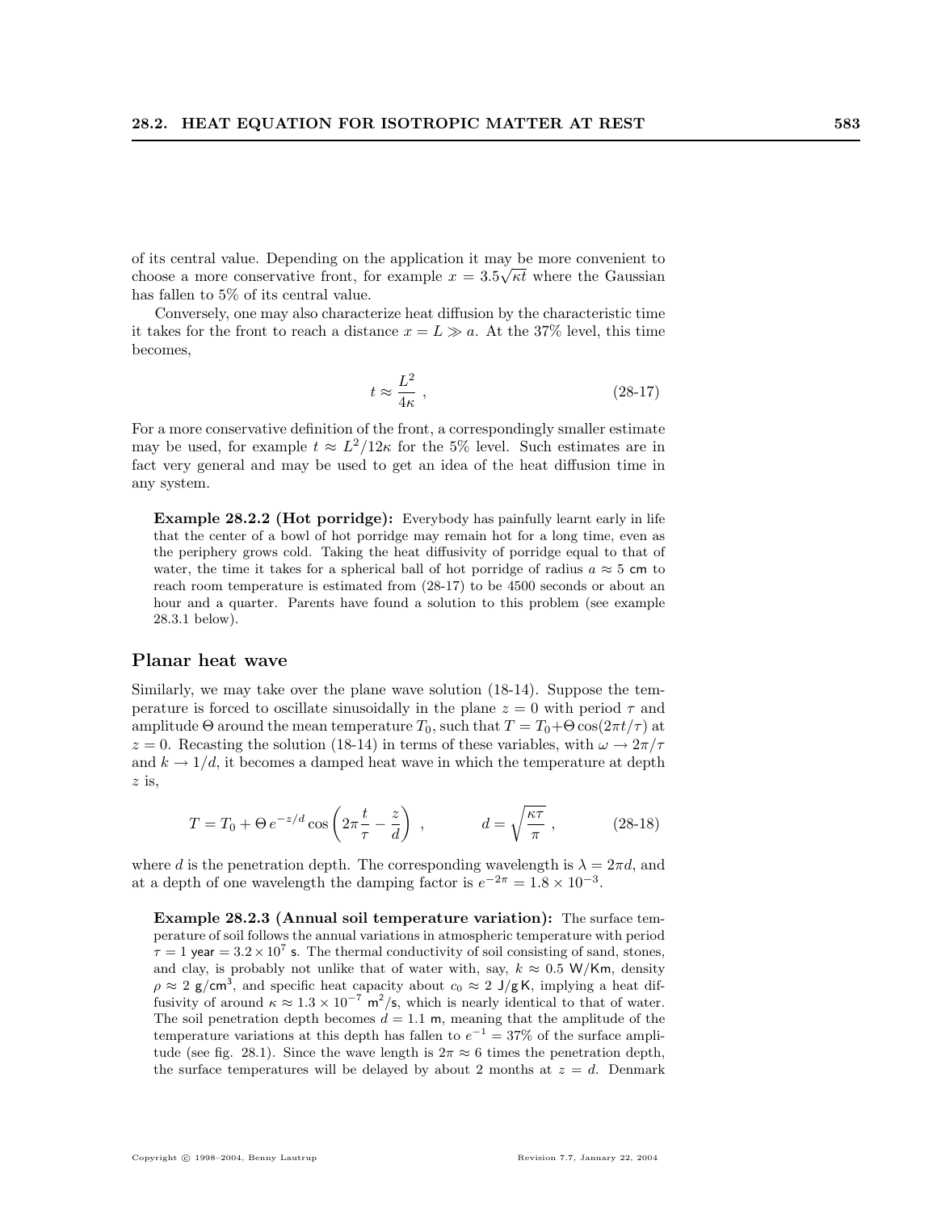of its central value. Depending on the application it may be more convenient to choose a more conservative front, for example $x = 3.5\sqrt{\kappa t}$ where the Gaussian has fallen to 5% of its central value.

Conversely, one may also characterize heat diffusion by the characteristic time it takes for the front to reach a distance $x = L \gg a$. At the 37% level, this time becomes,

$$t \approx \frac{L^2}{4\kappa} \ , \tag{28-17}$$

For a more conservative definition of the front, a correspondingly smaller estimate may be used, for example $t \approx L^2/12\kappa$ for the 5% level. Such estimates are in fact very general and may be used to get an idea of the heat diffusion time in any system.

> **Example 28.2.2 (Hot porridge):** Everybody has painfully learnt early in life that the center of a bowl of hot porridge may remain hot for a long time, even as the periphery grows cold. Taking the heat diffusivity of porridge equal to that of water, the time it takes for a spherical ball of hot porridge of radius $a \approx 5$ cm to reach room temperature is estimated from (28-17) to be 4500 seconds or about an hour and a quarter. Parents have found a solution to this problem (see example 28.3.1 below).

## Planar heat wave

Similarly, we may take over the plane wave solution (18-14). Suppose the temperature is forced to oscillate sinusoidally in the plane $z = 0$ with period $\tau$ and amplitude $\Theta$ around the mean temperature $T_0$, such that $T = T_0 + \Theta\cos(2\pi t/\tau)$ at $z = 0$. Recasting the solution (18-14) in terms of these variables, with $\omega \to 2\pi/\tau$ and $k \to 1/d$, it becomes a damped heat wave in which the temperature at depth $z$ is,

$$T = T_0 + \Theta\, e^{-z/d} \cos\left(2\pi\frac{t}{\tau} - \frac{z}{d}\right) \ , \qquad d = \sqrt{\frac{\kappa\tau}{\pi}} \ , \tag{28-18}$$

where $d$ is the penetration depth. The corresponding wavelength is $\lambda = 2\pi d$, and at a depth of one wavelength the damping factor is $e^{-2\pi} = 1.8 \times 10^{-3}$.

> **Example 28.2.3 (Annual soil temperature variation):** The surface temperature of soil follows the annual variations in atmospheric temperature with period $\tau = 1$ year $= 3.2 \times 10^7$ s. The thermal conductivity of soil consisting of sand, stones, and clay, is probably not unlike that of water with, say, $k \approx 0.5$ W/Km, density $\rho \approx 2$ g/cm$^3$, and specific heat capacity about $c_0 \approx 2$ J/g K, implying a heat diffusivity of around $\kappa \approx 1.3 \times 10^{-7}$ m$^2$/s, which is nearly identical to that of water. The soil penetration depth becomes $d = 1.1$ m, meaning that the amplitude of the temperature variations at this depth has fallen to $e^{-1} = 37\%$ of the surface amplitude (see fig. 28.1). Since the wave length is $2\pi \approx 6$ times the penetration depth, the surface temperatures will be delayed by about 2 months at $z = d$. Denmark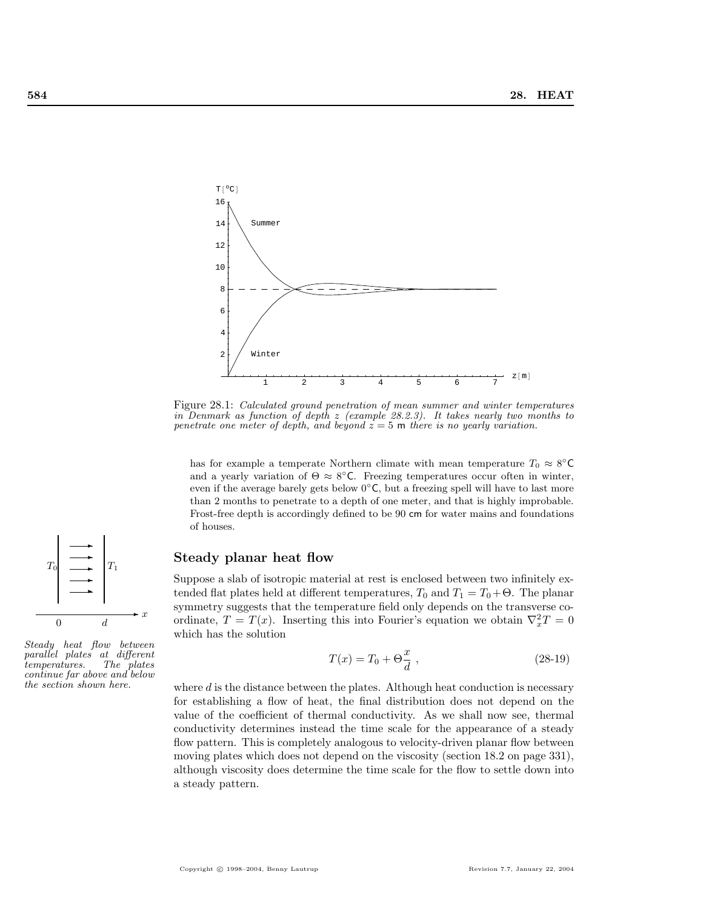Figure 28.1: *Calculated ground penetration of mean summer and winter temperatures in Denmark as function of depth z (example 28.2.3). It takes nearly two months to penetrate one meter of depth, and beyond z = 5 m there is no yearly variation.*

has for example a temperate Northern climate with mean temperature $T_0 \approx 8°\mathsf{C}$ and a yearly variation of $\Theta \approx 8°\mathsf{C}$. Freezing temperatures occur often in winter, even if the average barely gets below $0°\mathsf{C}$, but a freezing spell will have to last more than 2 months to penetrate to a depth of one meter, and that is highly improbable. Frost-free depth is accordingly defined to be 90 cm for water mains and foundations of houses.

## Steady planar heat flow

*Steady heat flow between parallel plates at different temperatures. The plates continue far above and below the section shown here.*

Suppose a slab of isotropic material at rest is enclosed between two infinitely extended flat plates held at different temperatures, $T_0$ and $T_1 = T_0 + \Theta$. The planar symmetry suggests that the temperature field only depends on the transverse coordinate, $T = T(x)$. Inserting this into Fourier's equation we obtain $\nabla_x^2 T = 0$ which has the solution

$$T(x) = T_0 + \Theta \frac{x}{d} \,, \tag{28-19}$$

where $d$ is the distance between the plates. Although heat conduction is necessary for establishing a flow of heat, the final distribution does not depend on the value of the coefficient of thermal conductivity. As we shall now see, thermal conductivity determines instead the time scale for the appearance of a steady flow pattern. This is completely analogous to velocity-driven planar flow between moving plates which does not depend on the viscosity (section 18.2 on page 331), although viscosity does determine the time scale for the flow to settle down into a steady pattern.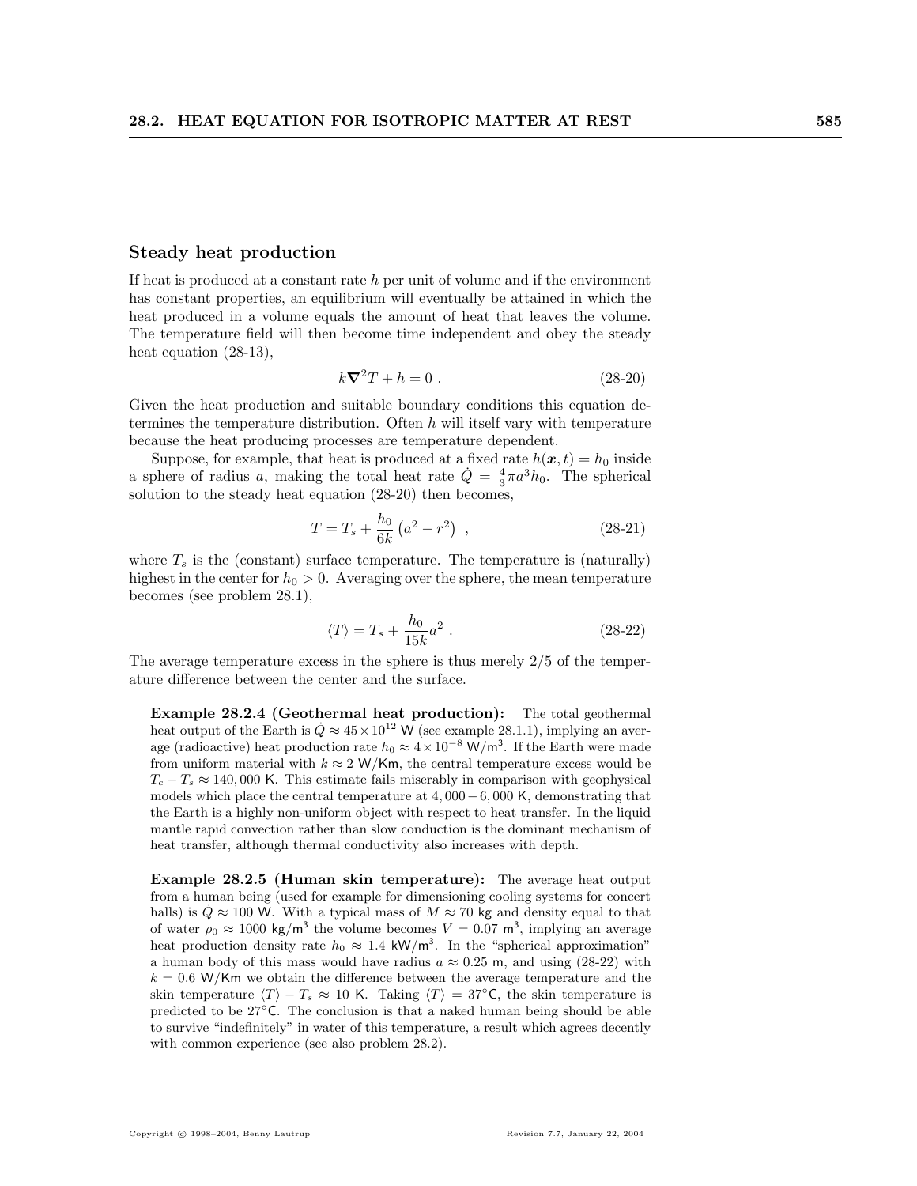### Steady heat production

If heat is produced at a constant rate $h$ per unit of volume and if the environment has constant properties, an equilibrium will eventually be attained in which the heat produced in a volume equals the amount of heat that leaves the volume. The temperature field will then become time independent and obey the steady heat equation (28-13),

$$k\nabla^2 T + h = 0 \ . \tag{28-20}$$

Given the heat production and suitable boundary conditions this equation determines the temperature distribution. Often $h$ will itself vary with temperature because the heat producing processes are temperature dependent.

Suppose, for example, that heat is produced at a fixed rate $h(\boldsymbol{x}, t) = h_0$ inside a sphere of radius $a$, making the total heat rate $\dot{Q} = \frac{4}{3}\pi a^3 h_0$. The spherical solution to the steady heat equation (28-20) then becomes,

$$T = T_s + \frac{h_0}{6k}\left(a^2 - r^2\right) \ , \tag{28-21}$$

where $T_s$ is the (constant) surface temperature. The temperature is (naturally) highest in the center for $h_0 > 0$. Averaging over the sphere, the mean temperature becomes (see problem 28.1),

$$\langle T \rangle = T_s + \frac{h_0}{15k}a^2 \ . \tag{28-22}$$

The average temperature excess in the sphere is thus merely 2/5 of the temperature difference between the center and the surface.

**Example 28.2.4 (Geothermal heat production):** The total geothermal heat output of the Earth is $\dot{Q} \approx 45 \times 10^{12}$ W (see example 28.1.1), implying an average (radioactive) heat production rate $h_0 \approx 4 \times 10^{-8}$ W/m$^3$. If the Earth were made from uniform material with $k \approx 2$ W/Km, the central temperature excess would be $T_c - T_s \approx 140,000$ K. This estimate fails miserably in comparison with geophysical models which place the central temperature at $4,000 - 6,000$ K, demonstrating that the Earth is a highly non-uniform object with respect to heat transfer. In the liquid mantle rapid convection rather than slow conduction is the dominant mechanism of heat transfer, although thermal conductivity also increases with depth.

**Example 28.2.5 (Human skin temperature):** The average heat output from a human being (used for example for dimensioning cooling systems for concert halls) is $\dot{Q} \approx 100$ W. With a typical mass of $M \approx 70$ kg and density equal to that of water $\rho_0 \approx 1000$ kg/m$^3$ the volume becomes $V = 0.07$ m$^3$, implying an average heat production density rate $h_0 \approx 1.4$ kW/m$^3$. In the "spherical approximation" a human body of this mass would have radius $a \approx 0.25$ m, and using (28-22) with $k = 0.6$ W/Km we obtain the difference between the average temperature and the skin temperature $\langle T \rangle - T_s \approx 10$ K. Taking $\langle T \rangle = 37^\circ$C, the skin temperature is predicted to be $27^\circ$C. The conclusion is that a naked human being should be able to survive "indefinitely" in water of this temperature, a result which agrees decently with common experience (see also problem 28.2).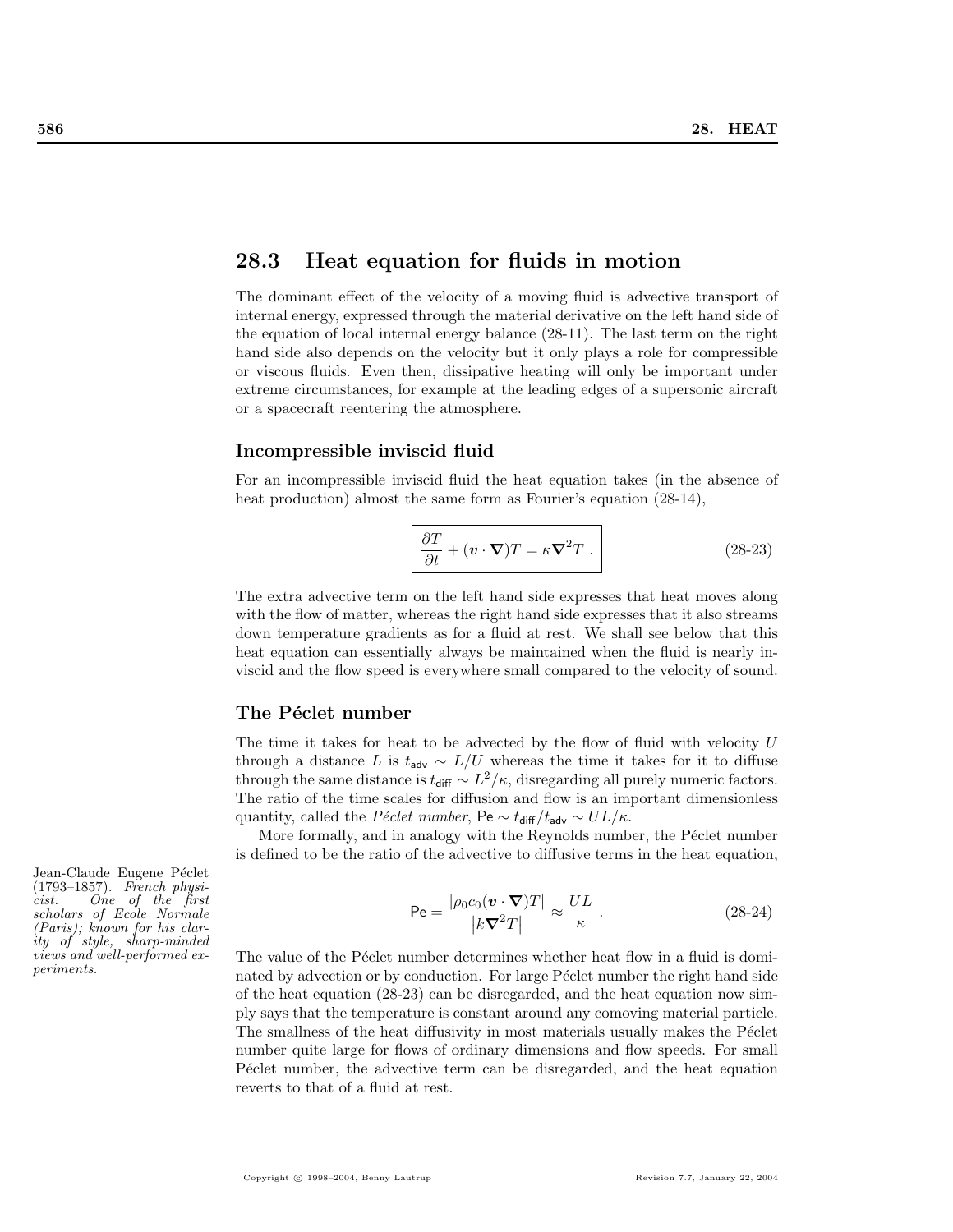## 28.3 Heat equation for fluids in motion

The dominant effect of the velocity of a moving fluid is advective transport of internal energy, expressed through the material derivative on the left hand side of the equation of local internal energy balance (28-11). The last term on the right hand side also depends on the velocity but it only plays a role for compressible or viscous fluids. Even then, dissipative heating will only be important under extreme circumstances, for example at the leading edges of a supersonic aircraft or a spacecraft reentering the atmosphere.

### Incompressible inviscid fluid

For an incompressible inviscid fluid the heat equation takes (in the absence of heat production) almost the same form as Fourier's equation (28-14),

$$\boxed{\frac{\partial T}{\partial t} + (\boldsymbol{v} \cdot \boldsymbol{\nabla})T = \kappa \boldsymbol{\nabla}^2 T \ .} \tag{28-23}$$

The extra advective term on the left hand side expresses that heat moves along with the flow of matter, whereas the right hand side expresses that it also streams down temperature gradients as for a fluid at rest. We shall see below that this heat equation can essentially always be maintained when the fluid is nearly inviscid and the flow speed is everywhere small compared to the velocity of sound.

### The Péclet number

The time it takes for heat to be advected by the flow of fluid with velocity $U$ through a distance $L$ is $t_{\mathsf{adv}} \sim L/U$ whereas the time it takes for it to diffuse through the same distance is $t_{\mathsf{diff}} \sim L^2/\kappa$, disregarding all purely numeric factors. The ratio of the time scales for diffusion and flow is an important dimensionless quantity, called the *Péclet number*, $\mathsf{Pe} \sim t_{\mathsf{diff}}/t_{\mathsf{adv}} \sim UL/\kappa$.

More formally, and in analogy with the Reynolds number, the Péclet number is defined to be the ratio of the advective to diffusive terms in the heat equation,

*Jean-Claude Eugene Péclet (1793–1857). French physicist. One of the first scholars of Ecole Normale (Paris); known for his clarity of style, sharp-minded views and well-performed experiments.*

$$\mathsf{Pe} = \frac{|\rho_0 c_0 (\boldsymbol{v} \cdot \boldsymbol{\nabla})T|}{\left|k \boldsymbol{\nabla}^2 T\right|} \approx \frac{UL}{\kappa} \ . \tag{28-24}$$

The value of the Péclet number determines whether heat flow in a fluid is dominated by advection or by conduction. For large Péclet number the right hand side of the heat equation (28-23) can be disregarded, and the heat equation now simply says that the temperature is constant around any comoving material particle. The smallness of the heat diffusivity in most materials usually makes the Péclet number quite large for flows of ordinary dimensions and flow speeds. For small Péclet number, the advective term can be disregarded, and the heat equation reverts to that of a fluid at rest.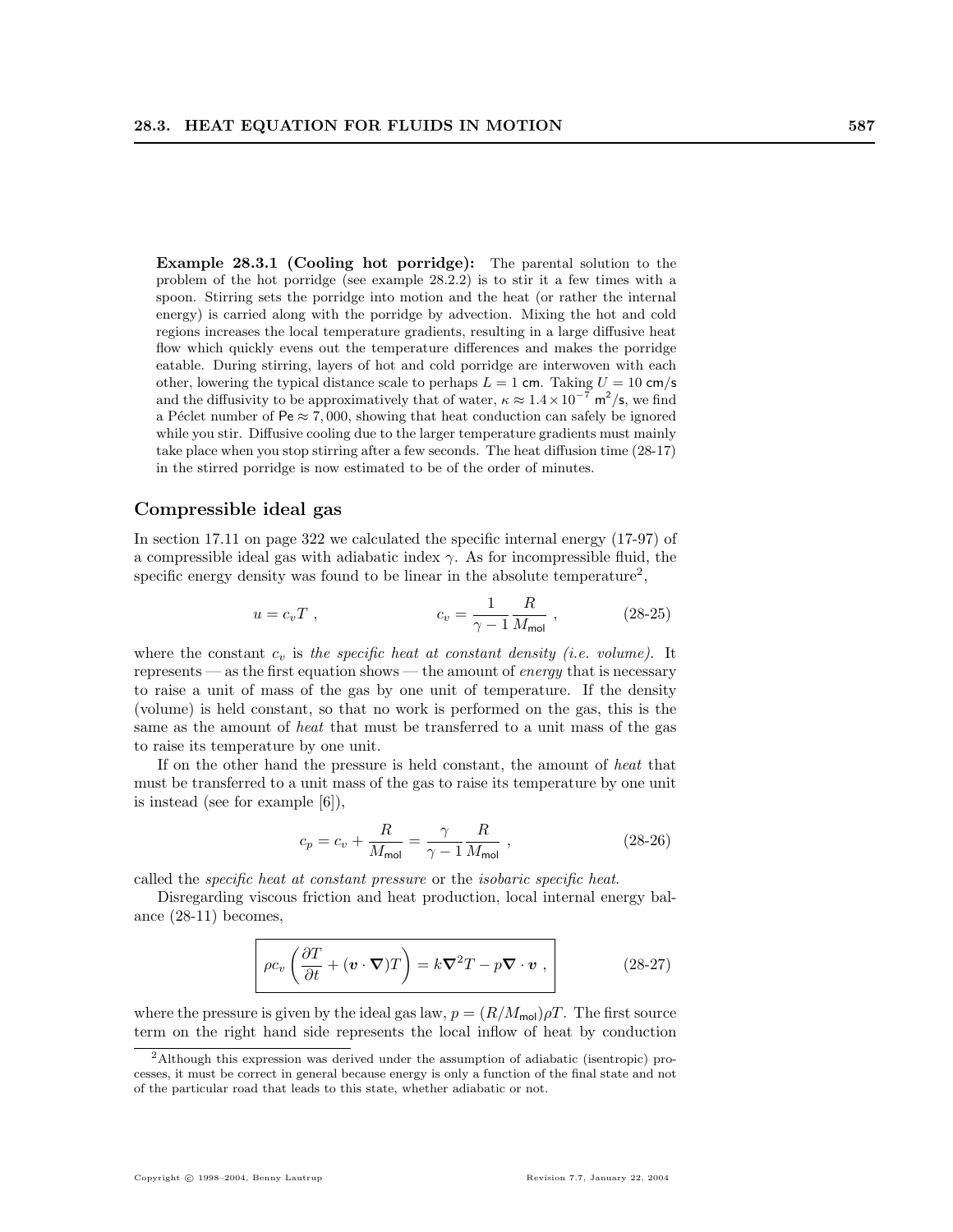**Example 28.3.1 (Cooling hot porridge):** The parental solution to the problem of the hot porridge (see example 28.2.2) is to stir it a few times with a spoon. Stirring sets the porridge into motion and the heat (or rather the internal energy) is carried along with the porridge by advection. Mixing the hot and cold regions increases the local temperature gradients, resulting in a large diffusive heat flow which quickly evens out the temperature differences and makes the porridge eatable. During stirring, layers of hot and cold porridge are interwoven with each other, lowering the typical distance scale to perhaps $L = 1$ cm. Taking $U = 10$ cm/s and the diffusivity to be approximatively that of water, $\kappa \approx 1.4 \times 10^{-7}$ m$^2$/s, we find a Péclet number of $\mathsf{Pe} \approx 7,000$, showing that heat conduction can safely be ignored while you stir. Diffusive cooling due to the larger temperature gradients must mainly take place when you stop stirring after a few seconds. The heat diffusion time (28-17) in the stirred porridge is now estimated to be of the order of minutes.

## Compressible ideal gas

In section 17.11 on page 322 we calculated the specific internal energy (17-97) of a compressible ideal gas with adiabatic index $\gamma$. As for incompressible fluid, the specific energy density was found to be linear in the absolute temperature[2],

$$u = c_v T \; , \qquad\qquad c_v = \frac{1}{\gamma - 1} \frac{R}{M_{\mathsf{mol}}} \; , \tag{28-25}$$

where the constant $c_v$ is *the specific heat at constant density (i.e. volume).* It represents — as the first equation shows — the amount of *energy* that is necessary to raise a unit of mass of the gas by one unit of temperature. If the density (volume) is held constant, so that no work is performed on the gas, this is the same as the amount of *heat* that must be transferred to a unit mass of the gas to raise its temperature by one unit.

If on the other hand the pressure is held constant, the amount of *heat* that must be transferred to a unit mass of the gas to raise its temperature by one unit is instead (see for example [6]),

$$c_p = c_v + \frac{R}{M_{\mathsf{mol}}} = \frac{\gamma}{\gamma - 1} \frac{R}{M_{\mathsf{mol}}} \; , \tag{28-26}$$

called the *specific heat at constant pressure* or the *isobaric specific heat.*

Disregarding viscous friction and heat production, local internal energy balance (28-11) becomes,

$$\boxed{\rho c_v \left( \frac{\partial T}{\partial t} + (\boldsymbol{v} \cdot \boldsymbol{\nabla}) T \right) = k \boldsymbol{\nabla}^2 T - p \boldsymbol{\nabla} \cdot \boldsymbol{v} \; ,} \tag{28-27}$$

where the pressure is given by the ideal gas law, $p = (R/M_{\mathsf{mol}})\rho T$. The first source term on the right hand side represents the local inflow of heat by conduction

[2] Although this expression was derived under the assumption of adiabatic (isentropic) processes, it must be correct in general because energy is only a function of the final state and not of the particular road that leads to this state, whether adiabatic or not.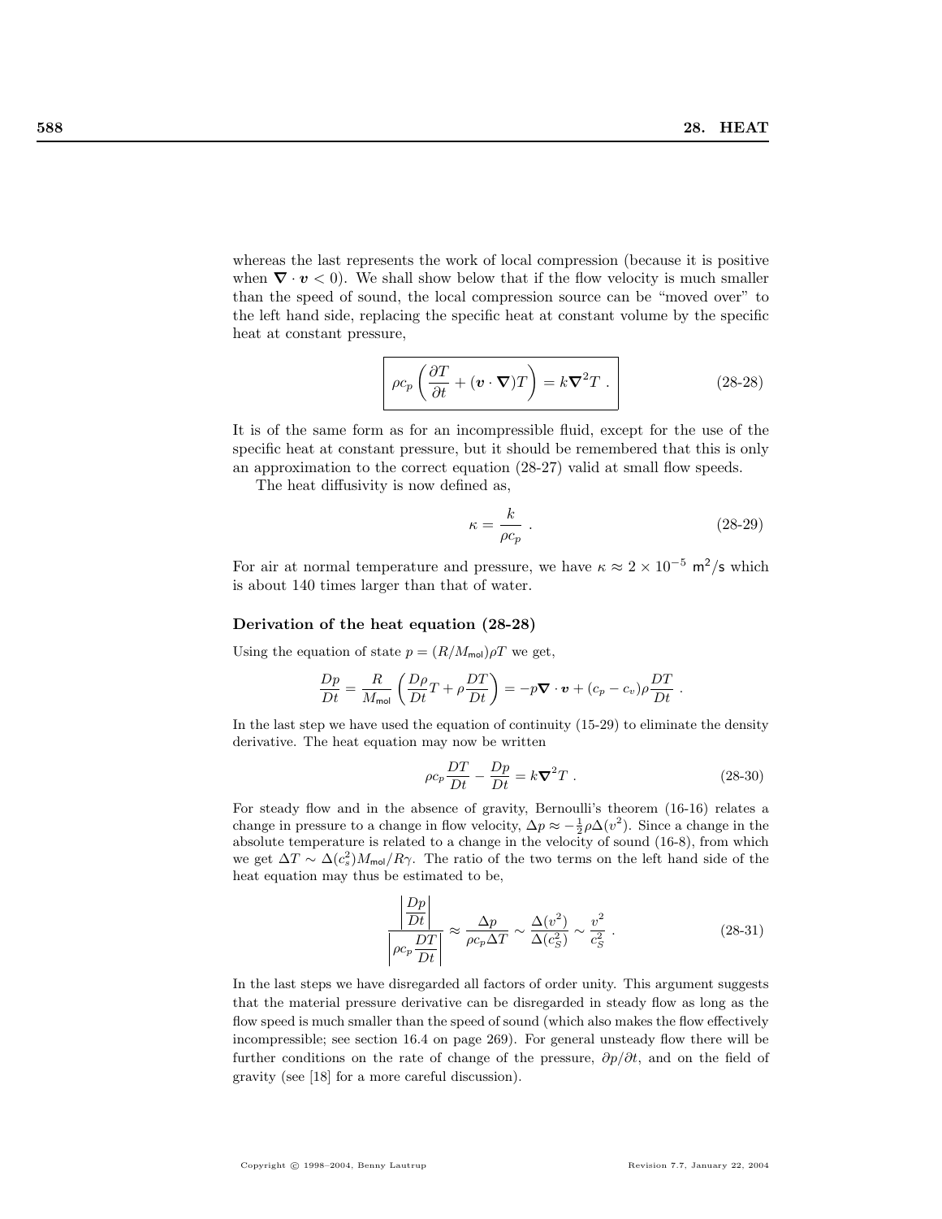whereas the last represents the work of local compression (because it is positive when $\nabla \cdot \boldsymbol{v} < 0$). We shall show below that if the flow velocity is much smaller than the speed of sound, the local compression source can be "moved over" to the left hand side, replacing the specific heat at constant volume by the specific heat at constant pressure,

$$\boxed{\rho c_p \left( \frac{\partial T}{\partial t} + (\boldsymbol{v} \cdot \nabla) T \right) = k \nabla^2 T \ .} \tag{28-28}$$

It is of the same form as for an incompressible fluid, except for the use of the specific heat at constant pressure, but it should be remembered that this is only an approximation to the correct equation (28-27) valid at small flow speeds.

The heat diffusivity is now defined as,

$$\kappa = \frac{k}{\rho c_p} \ . \tag{28-29}$$

For air at normal temperature and pressure, we have $\kappa \approx 2 \times 10^{-5}$ $\mathsf{m}^2/\mathsf{s}$ which is about 140 times larger than that of water.

### Derivation of the heat equation (28-28)

Using the equation of state $p = (R/M_{\mathsf{mol}})\rho T$ we get,

$$\frac{Dp}{Dt} = \frac{R}{M_{\mathsf{mol}}} \left( \frac{D\rho}{Dt} T + \rho \frac{DT}{Dt} \right) = -p \nabla \cdot \boldsymbol{v} + (c_p - c_v)\rho \frac{DT}{Dt} \ .$$

In the last step we have used the equation of continuity (15-29) to eliminate the density derivative. The heat equation may now be written

$$\rho c_p \frac{DT}{Dt} - \frac{Dp}{Dt} = k \nabla^2 T \ . \tag{28-30}$$

For steady flow and in the absence of gravity, Bernoulli's theorem (16-16) relates a change in pressure to a change in flow velocity, $\Delta p \approx -\frac{1}{2}\rho \Delta(v^2)$. Since a change in the absolute temperature is related to a change in the velocity of sound (16-8), from which we get $\Delta T \sim \Delta(c_s^2) M_{\mathsf{mol}}/R\gamma$. The ratio of the two terms on the left hand side of the heat equation may thus be estimated to be,

$$\frac{\left| \dfrac{Dp}{Dt} \right|}{\left| \rho c_p \dfrac{DT}{Dt} \right|} \approx \frac{\Delta p}{\rho c_p \Delta T} \sim \frac{\Delta(v^2)}{\Delta(c_S^2)} \sim \frac{v^2}{c_S^2} \ . \tag{28-31}$$

In the last steps we have disregarded all factors of order unity. This argument suggests that the material pressure derivative can be disregarded in steady flow as long as the flow speed is much smaller than the speed of sound (which also makes the flow effectively incompressible; see section 16.4 on page 269). For general unsteady flow there will be further conditions on the rate of change of the pressure, $\partial p/\partial t$, and on the field of gravity (see [18] for a more careful discussion).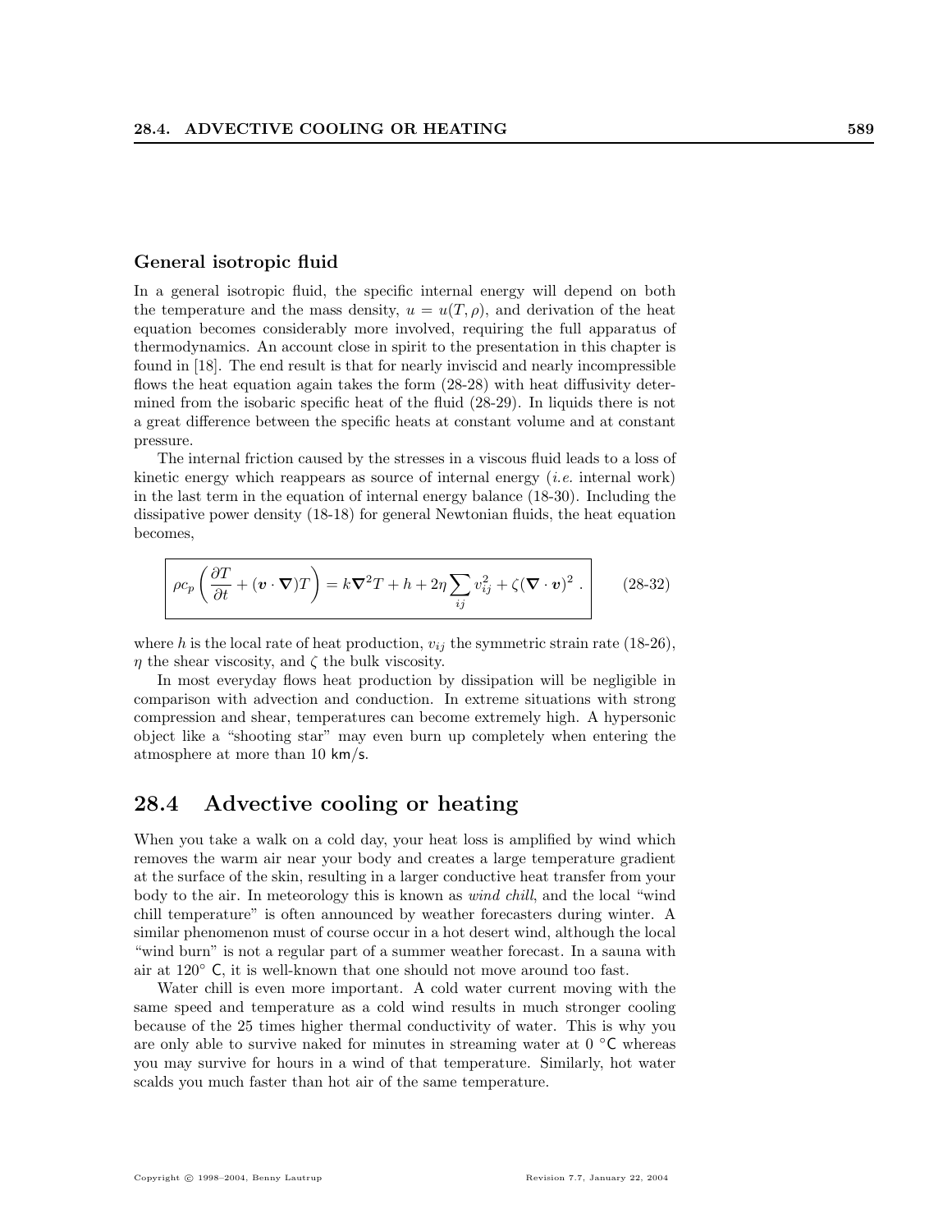### General isotropic fluid

In a general isotropic fluid, the specific internal energy will depend on both the temperature and the mass density, $u = u(T, \rho)$, and derivation of the heat equation becomes considerably more involved, requiring the full apparatus of thermodynamics. An account close in spirit to the presentation in this chapter is found in [18]. The end result is that for nearly inviscid and nearly incompressible flows the heat equation again takes the form (28-28) with heat diffusivity determined from the isobaric specific heat of the fluid (28-29). In liquids there is not a great difference between the specific heats at constant volume and at constant pressure.

The internal friction caused by the stresses in a viscous fluid leads to a loss of kinetic energy which reappears as source of internal energy (*i.e.* internal work) in the last term in the equation of internal energy balance (18-30). Including the dissipative power density (18-18) for general Newtonian fluids, the heat equation becomes,

$$\rho c_p \left( \frac{\partial T}{\partial t} + (\boldsymbol{v} \cdot \boldsymbol{\nabla}) T \right) = k \boldsymbol{\nabla}^2 T + h + 2\eta \sum_{ij} v_{ij}^2 + \zeta (\boldsymbol{\nabla} \cdot \boldsymbol{v})^2 \, . \tag{28-32}$$

where $h$ is the local rate of heat production, $v_{ij}$ the symmetric strain rate (18-26), $\eta$ the shear viscosity, and $\zeta$ the bulk viscosity.

In most everyday flows heat production by dissipation will be negligible in comparison with advection and conduction. In extreme situations with strong compression and shear, temperatures can become extremely high. A hypersonic object like a "shooting star" may even burn up completely when entering the atmosphere at more than 10 km/s.

## 28.4 Advective cooling or heating

When you take a walk on a cold day, your heat loss is amplified by wind which removes the warm air near your body and creates a large temperature gradient at the surface of the skin, resulting in a larger conductive heat transfer from your body to the air. In meteorology this is known as *wind chill*, and the local "wind chill temperature" is often announced by weather forecasters during winter. A similar phenomenon must of course occur in a hot desert wind, although the local "wind burn" is not a regular part of a summer weather forecast. In a sauna with air at 120° C, it is well-known that one should not move around too fast.

Water chill is even more important. A cold water current moving with the same speed and temperature as a cold wind results in much stronger cooling because of the 25 times higher thermal conductivity of water. This is why you are only able to survive naked for minutes in streaming water at 0 °C whereas you may survive for hours in a wind of that temperature. Similarly, hot water scalds you much faster than hot air of the same temperature.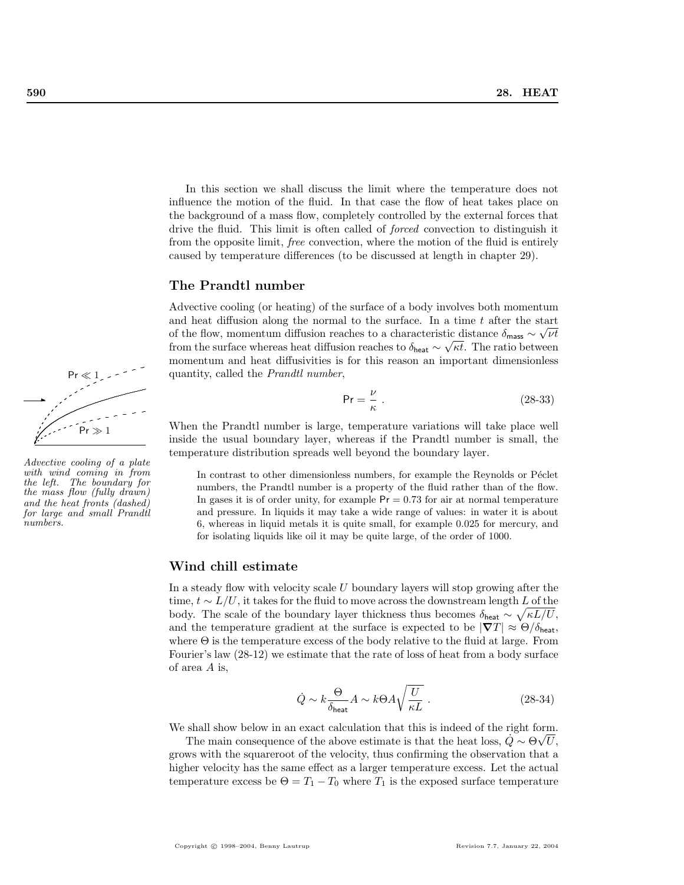In this section we shall discuss the limit where the temperature does not influence the motion of the fluid. In that case the flow of heat takes place on the background of a mass flow, completely controlled by the external forces that drive the fluid. This limit is often called of *forced* convection to distinguish it from the opposite limit, *free* convection, where the motion of the fluid is entirely caused by temperature differences (to be discussed at length in chapter 29).

### The Prandtl number

Advective cooling (or heating) of the surface of a body involves both momentum and heat diffusion along the normal to the surface. In a time $t$ after the start of the flow, momentum diffusion reaches to a characteristic distance $\delta_{\mathsf{mass}} \sim \sqrt{\nu t}$ from the surface whereas heat diffusion reaches to $\delta_{\mathsf{heat}} \sim \sqrt{\kappa t}$. The ratio between momentum and heat diffusivities is for this reason an important dimensionless quantity, called the *Prandtl number*,

$$\mathsf{Pr} = \frac{\nu}{\kappa} . \tag{28-33}$$

*Advective cooling of a plate with wind coming in from the left. The boundary for the mass flow (fully drawn) and the heat fronts (dashed) for large and small Prandtl numbers.*

When the Prandtl number is large, temperature variations will take place well inside the usual boundary layer, whereas if the Prandtl number is small, the temperature distribution spreads well beyond the boundary layer.

> In contrast to other dimensionless numbers, for example the Reynolds or Péclet numbers, the Prandtl number is a property of the fluid rather than of the flow. In gases it is of order unity, for example $\mathsf{Pr} = 0.73$ for air at normal temperature and pressure. In liquids it may take a wide range of values: in water it is about 6, whereas in liquid metals it is quite small, for example 0.025 for mercury, and for isolating liquids like oil it may be quite large, of the order of 1000.

### Wind chill estimate

In a steady flow with velocity scale $U$ boundary layers will stop growing after the time, $t \sim L/U$, it takes for the fluid to move across the downstream length $L$ of the body. The scale of the boundary layer thickness thus becomes $\delta_{\mathsf{heat}} \sim \sqrt{\kappa L/U}$, and the temperature gradient at the surface is expected to be $|\boldsymbol{\nabla} T| \approx \Theta/\delta_{\mathsf{heat}}$, where $\Theta$ is the temperature excess of the body relative to the fluid at large. From Fourier's law (28-12) we estimate that the rate of loss of heat from a body surface of area $A$ is,

$$\dot{Q} \sim k\frac{\Theta}{\delta_{\mathsf{heat}}} A \sim k\Theta A\sqrt{\frac{U}{\kappa L}} . \tag{28-34}$$

We shall show below in an exact calculation that this is indeed of the right form.

The main consequence of the above estimate is that the heat loss, $\dot{Q} \sim \Theta\sqrt{U}$, grows with the squareroot of the velocity, thus confirming the observation that a higher velocity has the same effect as a larger temperature excess. Let the actual temperature excess be $\Theta = T_1 - T_0$ where $T_1$ is the exposed surface temperature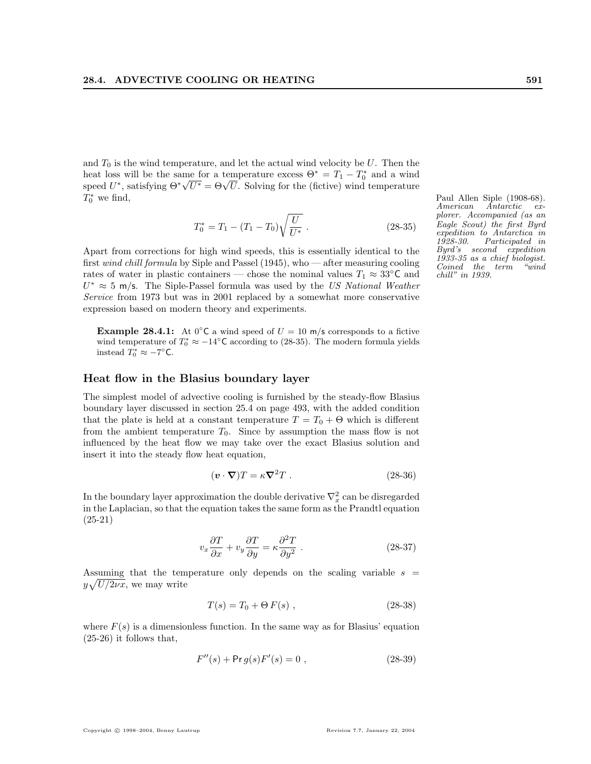and $T_0$ is the wind temperature, and let the actual wind velocity be $U$. Then the heat loss will be the same for a temperature excess $\Theta^* = T_1 - T_0^*$ and a wind speed $U^*$, satisfying $\Theta^*\sqrt{U^*} = \Theta\sqrt{U}$. Solving for the (fictive) wind temperature $T_0^*$ we find,

$$T_0^* = T_1 - (T_1 - T_0)\sqrt{\frac{U}{U^*}} \ . \tag{28-35}$$

Apart from corrections for high wind speeds, this is essentially identical to the first *wind chill formula* by Siple and Passel (1945), who — after measuring cooling rates of water in plastic containers — chose the nominal values $T_1 \approx 33°\mathsf{C}$ and $U^* \approx 5$ m/s. The Siple-Passel formula was used by the *US National Weather Service* from 1973 but was in 2001 replaced by a somewhat more conservative expression based on modern theory and experiments.

*Paul Allen Siple (1908-68). American Antarctic explorer. Accompanied (as an Eagle Scout) the first Byrd expedition to Antarctica in 1928-30. Participated in Byrd's second expedition 1933-35 as a chief biologist. Coined the term "wind chill" in 1939.*

**Example 28.4.1:** At $0°\mathsf{C}$ a wind speed of $U = 10$ m/s corresponds to a fictive wind temperature of $T_0^* \approx -14°\mathsf{C}$ according to (28-35). The modern formula yields instead $T_0^* \approx -7°\mathsf{C}$.

## Heat flow in the Blasius boundary layer

The simplest model of advective cooling is furnished by the steady-flow Blasius boundary layer discussed in section 25.4 on page 493, with the added condition that the plate is held at a constant temperature $T = T_0 + \Theta$ which is different from the ambient temperature $T_0$. Since by assumption the mass flow is not influenced by the heat flow we may take over the exact Blasius solution and insert it into the steady flow heat equation,

$$(\boldsymbol{v} \cdot \boldsymbol{\nabla})T = \kappa \boldsymbol{\nabla}^2 T \ . \tag{28-36}$$

In the boundary layer approximation the double derivative $\nabla_x^2$ can be disregarded in the Laplacian, so that the equation takes the same form as the Prandtl equation (25-21)

$$v_x \frac{\partial T}{\partial x} + v_y \frac{\partial T}{\partial y} = \kappa \frac{\partial^2 T}{\partial y^2} \ . \tag{28-37}$$

Assuming that the temperature only depends on the scaling variable $s = y\sqrt{U/2\nu x}$, we may write

$$T(s) = T_0 + \Theta\, F(s) \ , \tag{28-38}$$

where $F(s)$ is a dimensionless function. In the same way as for Blasius' equation (25-26) it follows that,

$$F''(s) + \mathsf{Pr}\, g(s) F'(s) = 0 \ , \tag{28-39}$$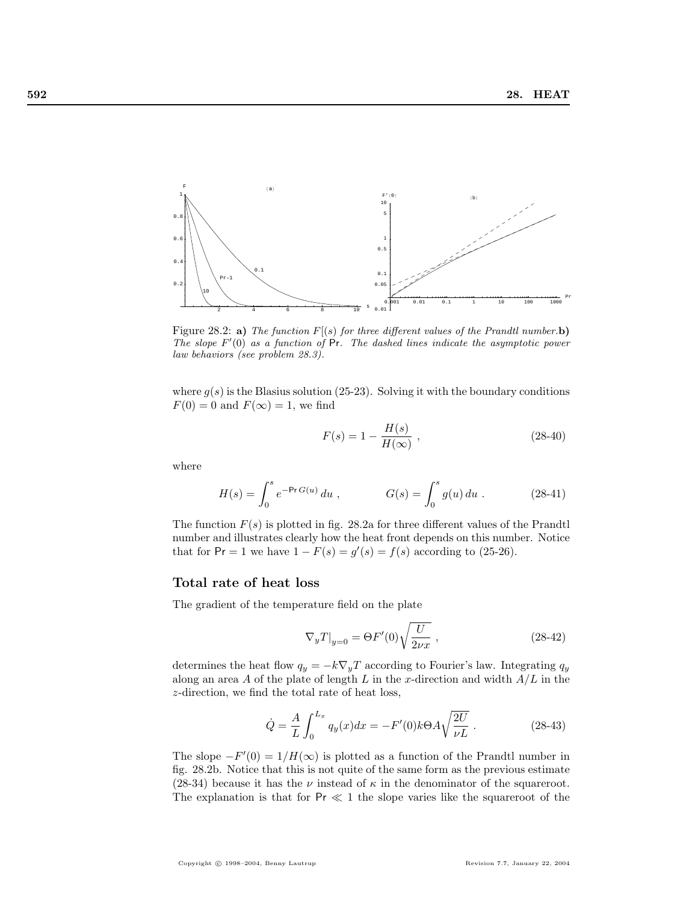Figure 28.2: **a)** *The function $F[(s)$ for three different values of the Prandtl number.* **b)** *The slope $F'(0)$ as a function of* Pr*. The dashed lines indicate the asymptotic power law behaviors (see problem 28.3).*

where $g(s)$ is the Blasius solution (25-23). Solving it with the boundary conditions $F(0) = 0$ and $F(\infty) = 1$, we find

$$F(s) = 1 - \frac{H(s)}{H(\infty)} \ , \tag{28-40}$$

where

$$H(s) = \int_0^s e^{-\mathsf{Pr}\, G(u)}\, du \ , \qquad\qquad G(s) = \int_0^s g(u)\, du \ . \tag{28-41}$$

The function $F(s)$ is plotted in fig. 28.2a for three different values of the Prandtl number and illustrates clearly how the heat front depends on this number. Notice that for $\mathsf{Pr} = 1$ we have $1 - F(s) = g'(s) = f(s)$ according to (25-26).

### Total rate of heat loss

The gradient of the temperature field on the plate

$$\nabla_y T|_{y=0} = \Theta F'(0) \sqrt{\frac{U}{2\nu x}} \ , \tag{28-42}$$

determines the heat flow $q_y = -k\nabla_y T$ according to Fourier's law. Integrating $q_y$ along an area $A$ of the plate of length $L$ in the $x$-direction and width $A/L$ in the $z$-direction, we find the total rate of heat loss,

$$\dot{Q} = \frac{A}{L} \int_0^{L_x} q_y(x) dx = -F'(0) k \Theta A \sqrt{\frac{2U}{\nu L}} \ . \tag{28-43}$$

The slope $-F'(0) = 1/H(\infty)$ is plotted as a function of the Prandtl number in fig. 28.2b. Notice that this is not quite of the same form as the previous estimate (28-34) because it has the $\nu$ instead of $\kappa$ in the denominator of the squareroot. The explanation is that for $\mathsf{Pr} \ll 1$ the slope varies like the squareroot of the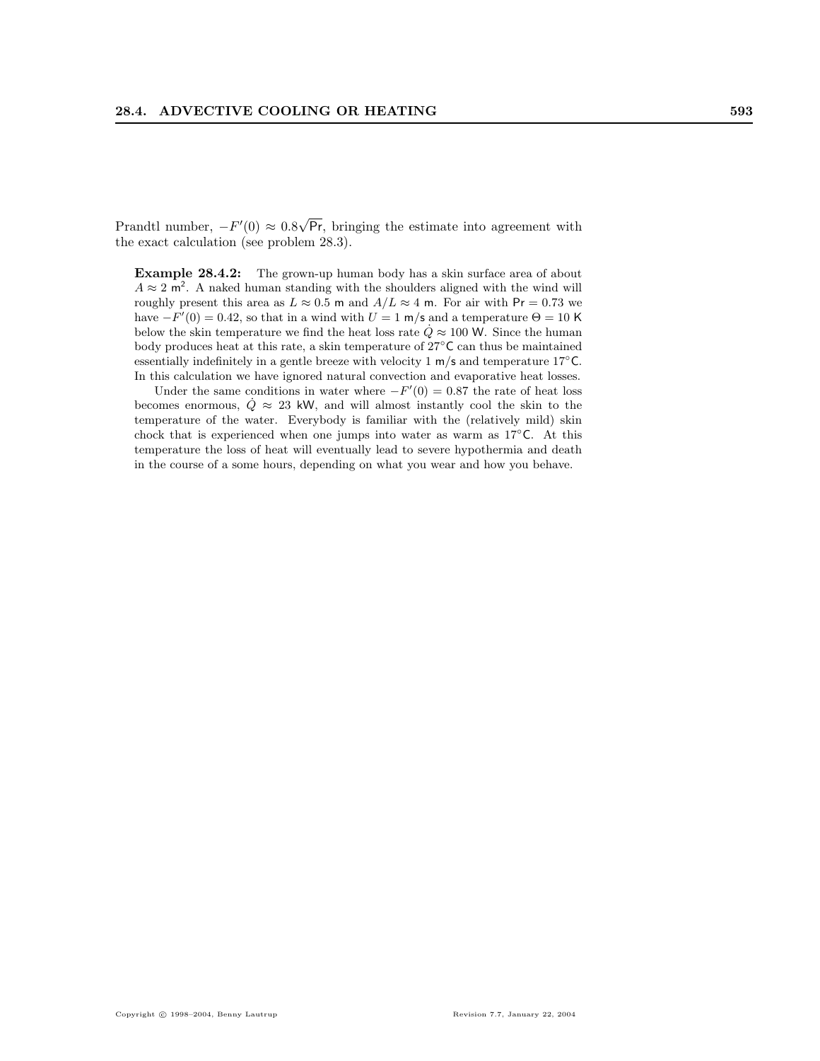Prandtl number, $-F'(0) \approx 0.8\sqrt{\mathsf{Pr}}$, bringing the estimate into agreement with the exact calculation (see problem 28.3).

**Example 28.4.2:** The grown-up human body has a skin surface area of about $A \approx 2$ m$^2$. A naked human standing with the shoulders aligned with the wind will roughly present this area as $L \approx 0.5$ m and $A/L \approx 4$ m. For air with $\mathsf{Pr} = 0.73$ we have $-F'(0) = 0.42$, so that in a wind with $U = 1$ m/s and a temperature $\Theta = 10$ K below the skin temperature we find the heat loss rate $\dot{Q} \approx 100$ W. Since the human body produces heat at this rate, a skin temperature of 27°C can thus be maintained essentially indefinitely in a gentle breeze with velocity 1 m/s and temperature 17°C. In this calculation we have ignored natural convection and evaporative heat losses.

Under the same conditions in water where $-F'(0) = 0.87$ the rate of heat loss becomes enormous, $\dot{Q} \approx 23$ kW, and will almost instantly cool the skin to the temperature of the water. Everybody is familiar with the (relatively mild) skin chock that is experienced when one jumps into water as warm as 17°C. At this temperature the loss of heat will eventually lead to severe hypothermia and death in the course of a some hours, depending on what you wear and how you behave.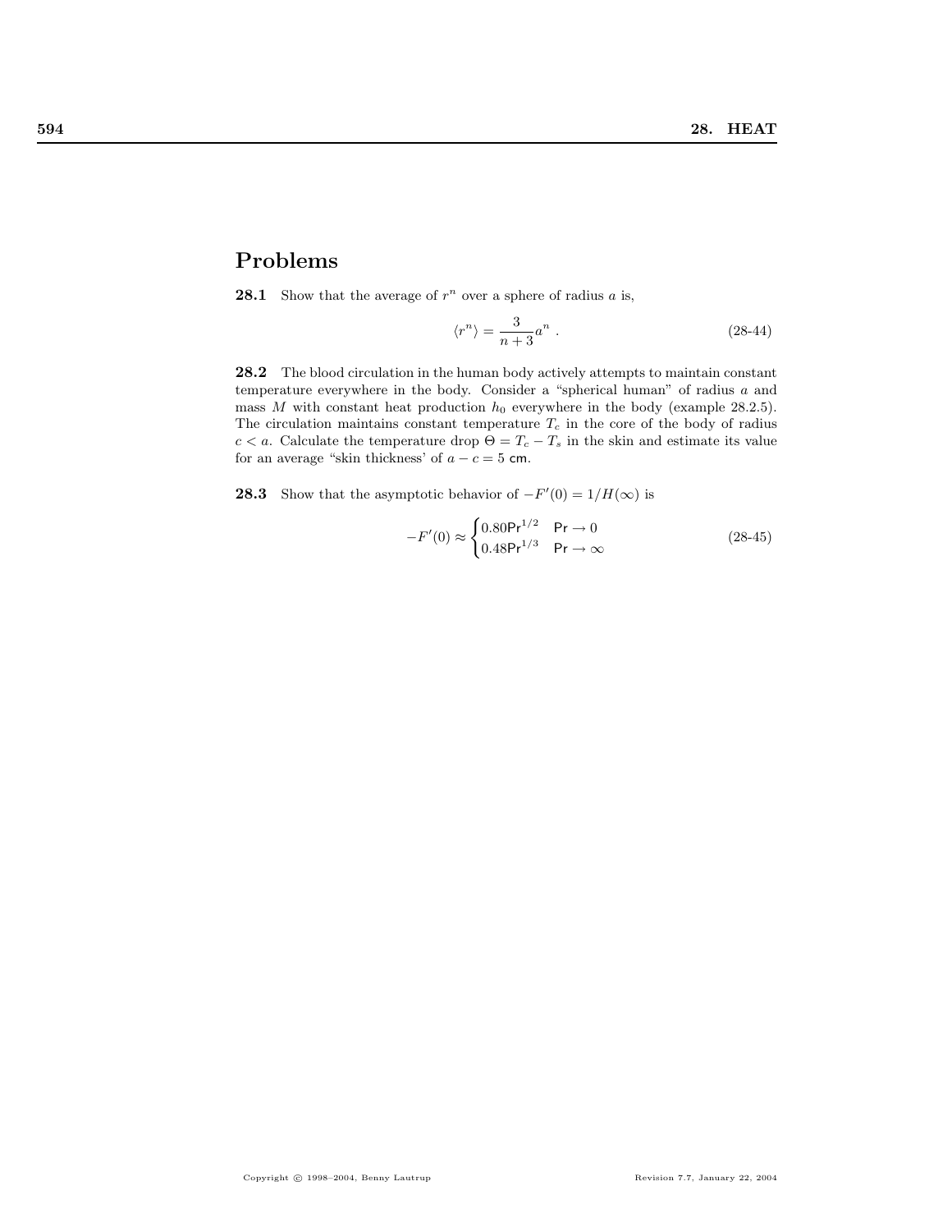## Problems

**28.1** Show that the average of $r^n$ over a sphere of radius $a$ is,

$$\langle r^n \rangle = \frac{3}{n+3} a^n \ . \tag{28-44}$$

**28.2** The blood circulation in the human body actively attempts to maintain constant temperature everywhere in the body. Consider a "spherical human" of radius $a$ and mass $M$ with constant heat production $h_0$ everywhere in the body (example 28.2.5). The circulation maintains constant temperature $T_c$ in the core of the body of radius $c < a$. Calculate the temperature drop $\Theta = T_c - T_s$ in the skin and estimate its value for an average "skin thickness' of $a - c = 5$ cm.

**28.3** Show that the asymptotic behavior of $-F'(0) = 1/H(\infty)$ is

$$-F'(0) \approx \begin{cases} 0.80\mathsf{Pr}^{1/2} & \mathsf{Pr} \to 0 \\ 0.48\mathsf{Pr}^{1/3} & \mathsf{Pr} \to \infty \end{cases} \tag{28-45}$$